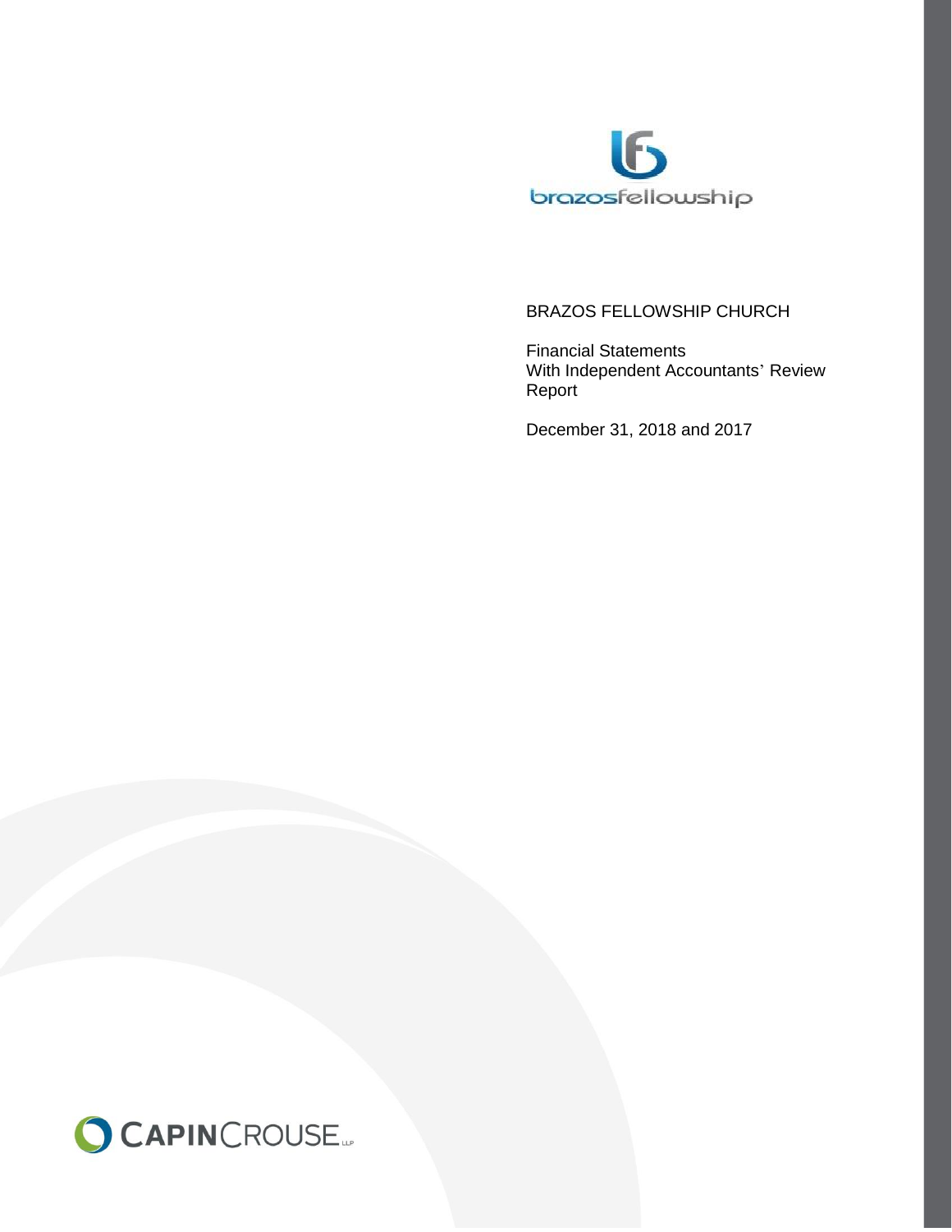brazosfellowship

# BRAZOS FELLOWSHIP CHURCH

Financial Statements
With Independent Accountants' Review Report

December 31, 2018 and 2017

CAPINCROUSE LLP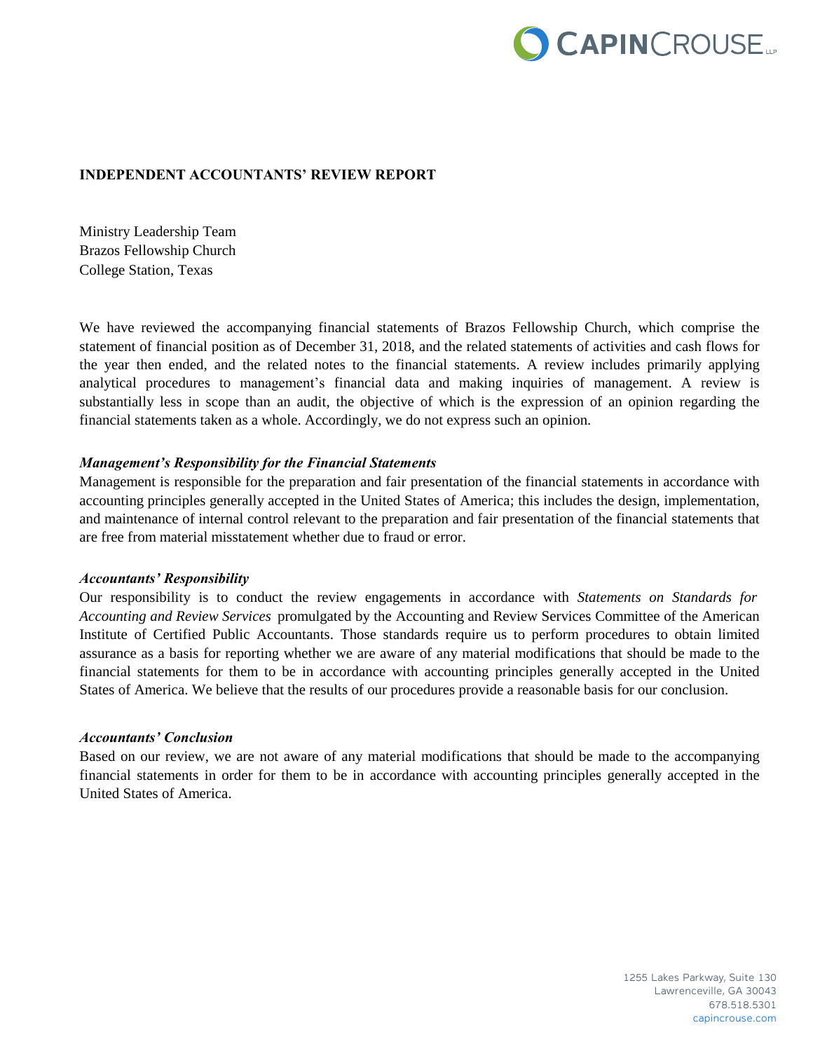CAPINCROUSE LLP

## INDEPENDENT ACCOUNTANTS' REVIEW REPORT

Ministry Leadership Team
Brazos Fellowship Church
College Station, Texas

We have reviewed the accompanying financial statements of Brazos Fellowship Church, which comprise the statement of financial position as of December 31, 2018, and the related statements of activities and cash flows for the year then ended, and the related notes to the financial statements. A review includes primarily applying analytical procedures to management's financial data and making inquiries of management. A review is substantially less in scope than an audit, the objective of which is the expression of an opinion regarding the financial statements taken as a whole. Accordingly, we do not express such an opinion.

***Management's Responsibility for the Financial Statements***

Management is responsible for the preparation and fair presentation of the financial statements in accordance with accounting principles generally accepted in the United States of America; this includes the design, implementation, and maintenance of internal control relevant to the preparation and fair presentation of the financial statements that are free from material misstatement whether due to fraud or error.

***Accountants' Responsibility***

Our responsibility is to conduct the review engagements in accordance with *Statements on Standards for Accounting and Review Services* promulgated by the Accounting and Review Services Committee of the American Institute of Certified Public Accountants. Those standards require us to perform procedures to obtain limited assurance as a basis for reporting whether we are aware of any material modifications that should be made to the financial statements for them to be in accordance with accounting principles generally accepted in the United States of America. We believe that the results of our procedures provide a reasonable basis for our conclusion.

***Accountants' Conclusion***

Based on our review, we are not aware of any material modifications that should be made to the accompanying financial statements in order for them to be in accordance with accounting principles generally accepted in the United States of America.

1255 Lakes Parkway, Suite 130
Lawrenceville, GA 30043
678.518.5301
capincrouse.com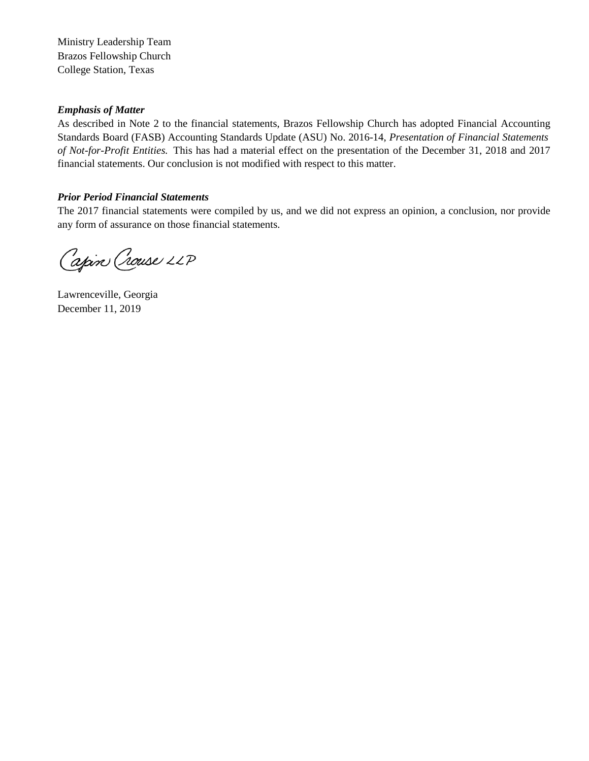Ministry Leadership Team
Brazos Fellowship Church
College Station, Texas

***Emphasis of Matter***

As described in Note 2 to the financial statements, Brazos Fellowship Church has adopted Financial Accounting Standards Board (FASB) Accounting Standards Update (ASU) No. 2016-14, *Presentation of Financial Statements of Not-for-Profit Entities.* This has had a material effect on the presentation of the December 31, 2018 and 2017 financial statements. Our conclusion is not modified with respect to this matter.

***Prior Period Financial Statements***

The 2017 financial statements were compiled by us, and we did not express an opinion, a conclusion, nor provide any form of assurance on those financial statements.

Capin Crouse LLP

Lawrenceville, Georgia
December 11, 2019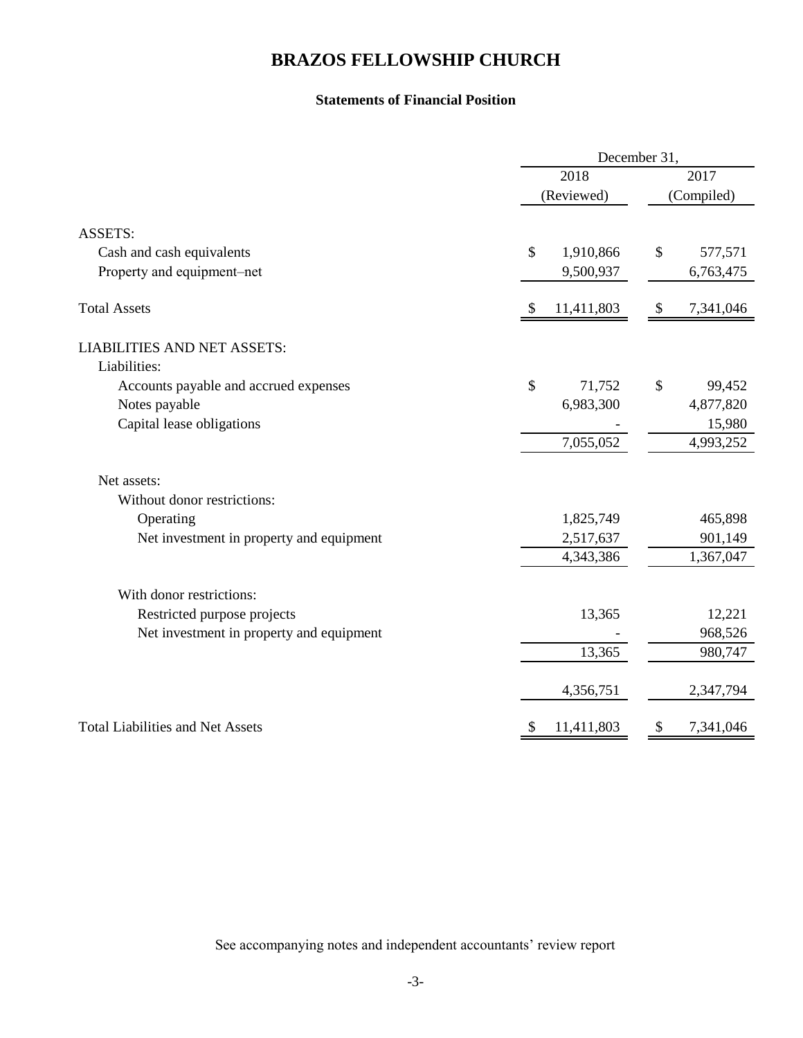# BRAZOS FELLOWSHIP CHURCH

## Statements of Financial Position

| | December 31, | |
|---|---|---|
| | 2018 (Reviewed) | 2017 (Compiled) |
| **ASSETS:** | | |
| Cash and cash equivalents | $ 1,910,866 | $ 577,571 |
| Property and equipment–net | 9,500,937 | 6,763,475 |
| Total Assets | $ 11,411,803 | $ 7,341,046 |
| **LIABILITIES AND NET ASSETS:** | | |
| Liabilities: | | |
| Accounts payable and accrued expenses | $ 71,752 | $ 99,452 |
| Notes payable | 6,983,300 | 4,877,820 |
| Capital lease obligations | - | 15,980 |
| | 7,055,052 | 4,993,252 |
| Net assets: | | |
| Without donor restrictions: | | |
| Operating | 1,825,749 | 465,898 |
| Net investment in property and equipment | 2,517,637 | 901,149 |
| | 4,343,386 | 1,367,047 |
| With donor restrictions: | | |
| Restricted purpose projects | 13,365 | 12,221 |
| Net investment in property and equipment | - | 968,526 |
| | 13,365 | 980,747 |
| | 4,356,751 | 2,347,794 |
| Total Liabilities and Net Assets | $ 11,411,803 | $ 7,341,046 |

See accompanying notes and independent accountants' review report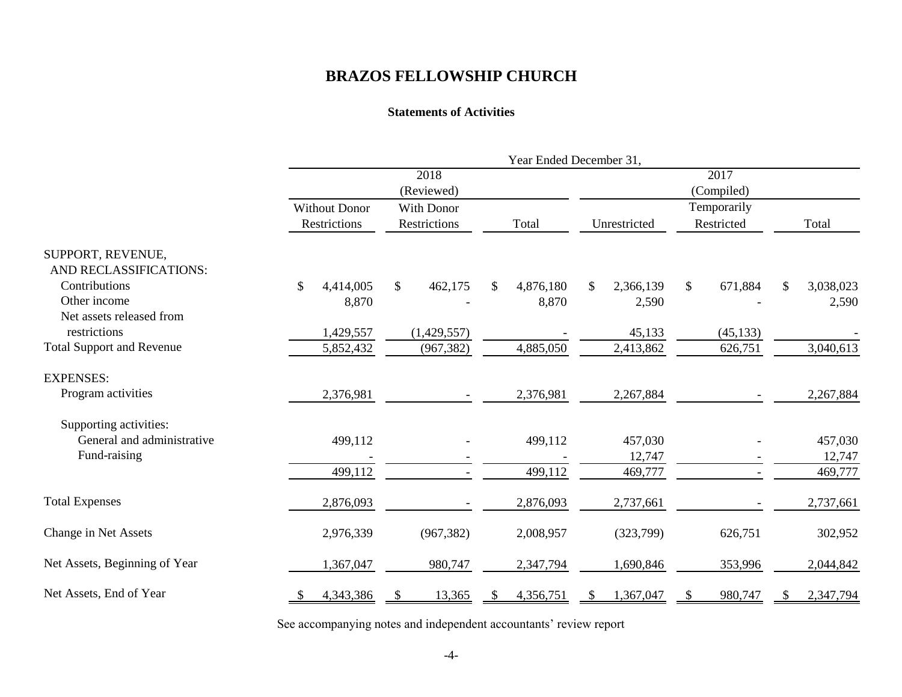# BRAZOS FELLOWSHIP CHURCH

### Statements of Activities

| | Year Ended December 31, | | | | | |
|---|---|---|---|---|---|---|
| | 2018 (Reviewed) | | | 2017 (Compiled) | | |
| | Without Donor Restrictions | With Donor Restrictions | Total | Unrestricted | Temporarily Restricted | Total |
| SUPPORT, REVENUE, AND RECLASSIFICATIONS: | | | | | | |
| Contributions | $ 4,414,005 | $ 462,175 | $ 4,876,180 | $ 2,366,139 | $ 671,884 | $ 3,038,023 |
| Other income | 8,870 | - | 8,870 | 2,590 | - | 2,590 |
| Net assets released from restrictions | 1,429,557 | (1,429,557) | - | 45,133 | (45,133) | - |
| Total Support and Revenue | 5,852,432 | (967,382) | 4,885,050 | 2,413,862 | 626,751 | 3,040,613 |
| EXPENSES: | | | | | | |
| Program activities | 2,376,981 | - | 2,376,981 | 2,267,884 | - | 2,267,884 |
| Supporting activities: | | | | | | |
| General and administrative | 499,112 | - | 499,112 | 457,030 | - | 457,030 |
| Fund-raising | - | - | - | 12,747 | - | 12,747 |
| | 499,112 | - | 499,112 | 469,777 | - | 469,777 |
| Total Expenses | 2,876,093 | - | 2,876,093 | 2,737,661 | - | 2,737,661 |
| Change in Net Assets | 2,976,339 | (967,382) | 2,008,957 | (323,799) | 626,751 | 302,952 |
| Net Assets, Beginning of Year | 1,367,047 | 980,747 | 2,347,794 | 1,690,846 | 353,996 | 2,044,842 |
| Net Assets, End of Year | $ 4,343,386 | $ 13,365 | $ 4,356,751 | $ 1,367,047 | $ 980,747 | $ 2,347,794 |

See accompanying notes and independent accountants' review report